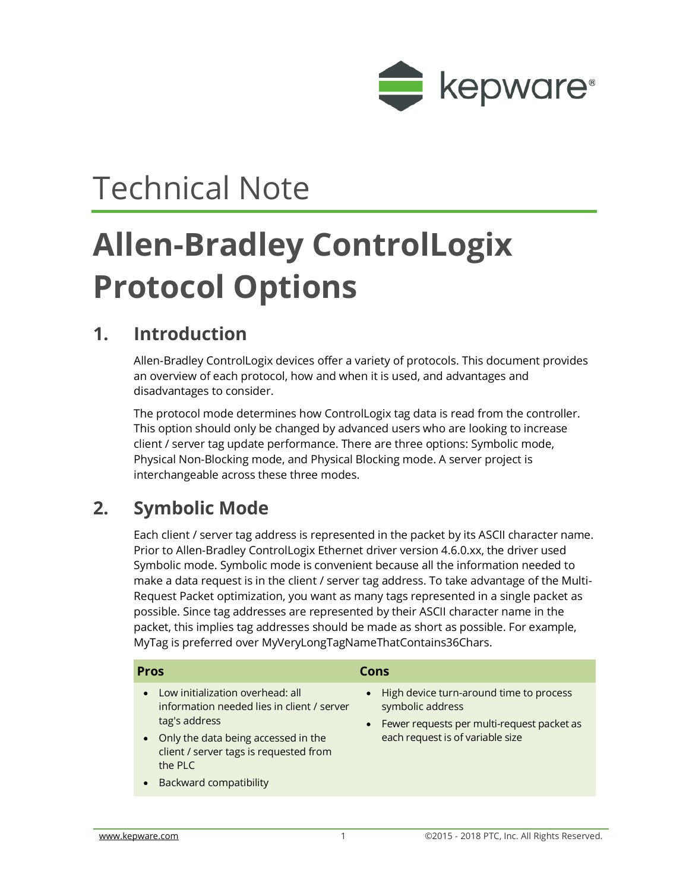# Technical Note

# Allen-Bradley ControlLogix Protocol Options

## 1. Introduction

Allen-Bradley ControlLogix devices offer a variety of protocols. This document provides an overview of each protocol, how and when it is used, and advantages and disadvantages to consider.

The protocol mode determines how ControlLogix tag data is read from the controller. This option should only be changed by advanced users who are looking to increase client / server tag update performance. There are three options: Symbolic mode, Physical Non-Blocking mode, and Physical Blocking mode. A server project is interchangeable across these three modes.

## 2. Symbolic Mode

Each client / server tag address is represented in the packet by its ASCII character name. Prior to Allen-Bradley ControlLogix Ethernet driver version 4.6.0.xx, the driver used Symbolic mode. Symbolic mode is convenient because all the information needed to make a data request is in the client / server tag address. To take advantage of the Multi-Request Packet optimization, you want as many tags represented in a single packet as possible. Since tag addresses are represented by their ASCII character name in the packet, this implies tag addresses should be made as short as possible. For example, MyTag is preferred over MyVeryLongTagNameThatContains36Chars.

| Pros | Cons |
| --- | --- |
| • Low initialization overhead: all information needed lies in client / server tag's address<br>• Only the data being accessed in the client / server tags is requested from the PLC<br>• Backward compatibility | • High device turn-around time to process symbolic address<br>• Fewer requests per multi-request packet as each request is of variable size |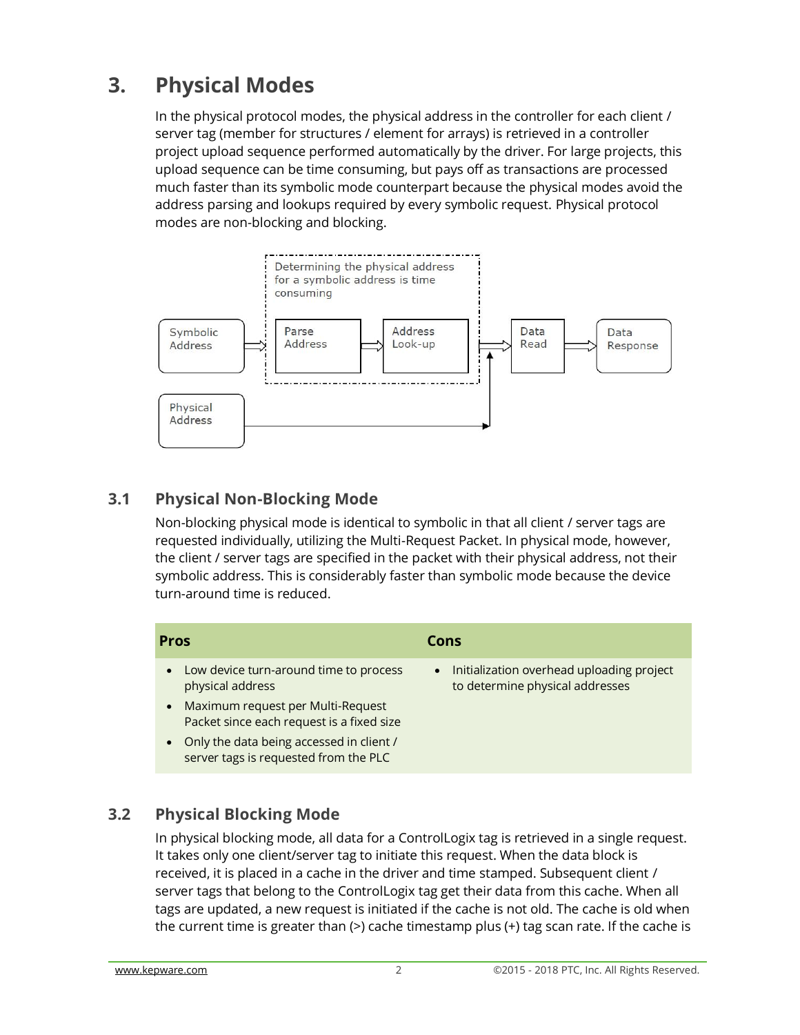# 3. Physical Modes

In the physical protocol modes, the physical address in the controller for each client / server tag (member for structures / element for arrays) is retrieved in a controller project upload sequence performed automatically by the driver. For large projects, this upload sequence can be time consuming, but pays off as transactions are processed much faster than its symbolic mode counterpart because the physical modes avoid the address parsing and lookups required by every symbolic request. Physical protocol modes are non-blocking and blocking.

Determining the physical address for a symbolic address is time consuming

Symbolic Address → Parse Address → Address Look-up → Data Read → Data Response

Physical Address → Data Read

## 3.1 Physical Non-Blocking Mode

Non-blocking physical mode is identical to symbolic in that all client / server tags are requested individually, utilizing the Multi-Request Packet. In physical mode, however, the client / server tags are specified in the packet with their physical address, not their symbolic address. This is considerably faster than symbolic mode because the device turn-around time is reduced.

| Pros | Cons |
|---|---|
| • Low device turn-around time to process physical address<br>• Maximum request per Multi-Request Packet since each request is a fixed size<br>• Only the data being accessed in client / server tags is requested from the PLC | • Initialization overhead uploading project to determine physical addresses |

## 3.2 Physical Blocking Mode

In physical blocking mode, all data for a ControlLogix tag is retrieved in a single request. It takes only one client/server tag to initiate this request. When the data block is received, it is placed in a cache in the driver and time stamped. Subsequent client / server tags that belong to the ControlLogix tag get their data from this cache. When all tags are updated, a new request is initiated if the cache is not old. The cache is old when the current time is greater than (>) cache timestamp plus (+) tag scan rate. If the cache is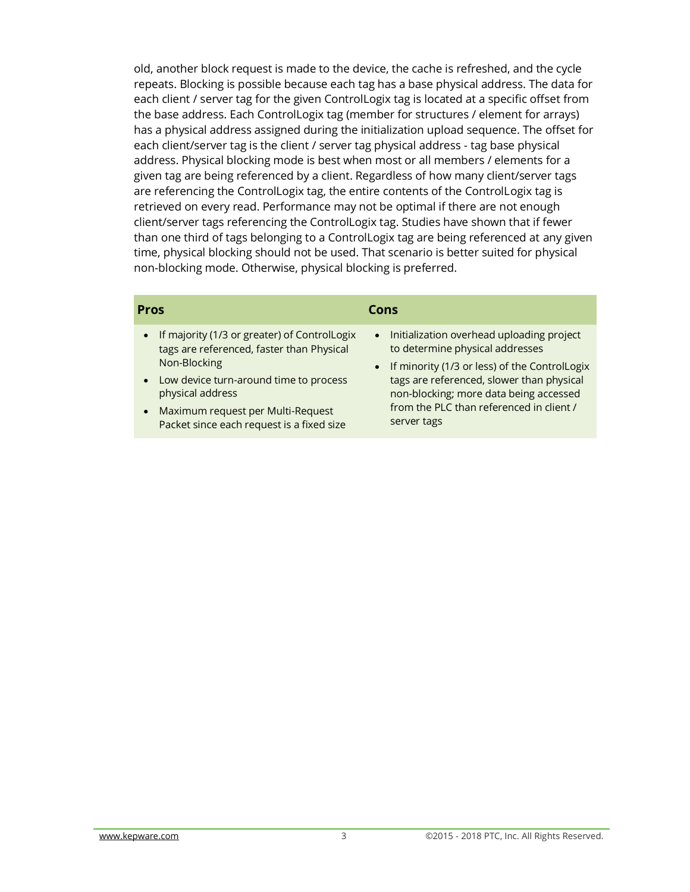old, another block request is made to the device, the cache is refreshed, and the cycle repeats. Blocking is possible because each tag has a base physical address. The data for each client / server tag for the given ControlLogix tag is located at a specific offset from the base address. Each ControlLogix tag (member for structures / element for arrays) has a physical address assigned during the initialization upload sequence. The offset for each client/server tag is the client / server tag physical address - tag base physical address. Physical blocking mode is best when most or all members / elements for a given tag are being referenced by a client. Regardless of how many client/server tags are referencing the ControlLogix tag, the entire contents of the ControlLogix tag is retrieved on every read. Performance may not be optimal if there are not enough client/server tags referencing the ControlLogix tag. Studies have shown that if fewer than one third of tags belonging to a ControlLogix tag are being referenced at any given time, physical blocking should not be used. That scenario is better suited for physical non-blocking mode. Otherwise, physical blocking is preferred.

| **Pros** | **Cons** |
| --- | --- |
| • If majority (1/3 or greater) of ControlLogix tags are referenced, faster than Physical Non-Blocking<br>• Low device turn-around time to process physical address<br>• Maximum request per Multi-Request Packet since each request is a fixed size | • Initialization overhead uploading project to determine physical addresses<br>• If minority (1/3 or less) of the ControlLogix tags are referenced, slower than physical non-blocking; more data being accessed from the PLC than referenced in client / server tags |